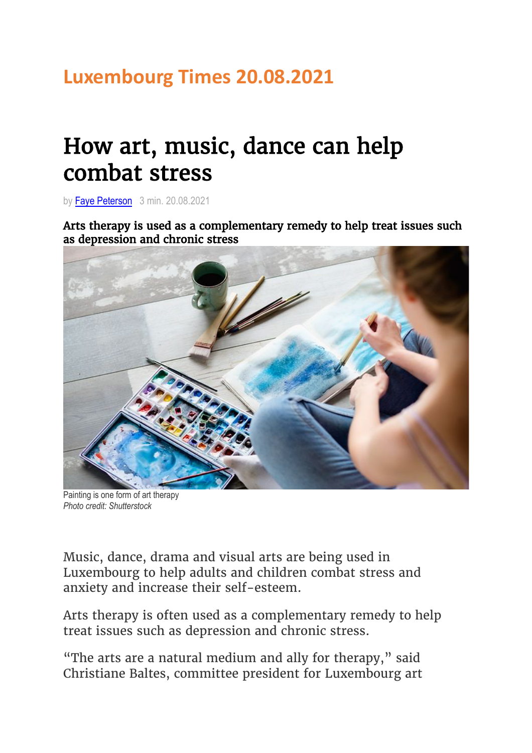**Luxembourg Times 20.08.2021**

# How art, music, dance can help combat stress

by Faye Peterson 3 min. 20.08.2021

**Arts therapy is used as a complementary remedy to help treat issues such as depression and chronic stress**

Painting is one form of art therapy
*Photo credit: Shutterstock*

Music, dance, drama and visual arts are being used in Luxembourg to help adults and children combat stress and anxiety and increase their self-esteem.

Arts therapy is often used as a complementary remedy to help treat issues such as depression and chronic stress.

"The arts are a natural medium and ally for therapy," said Christiane Baltes, committee president for Luxembourg art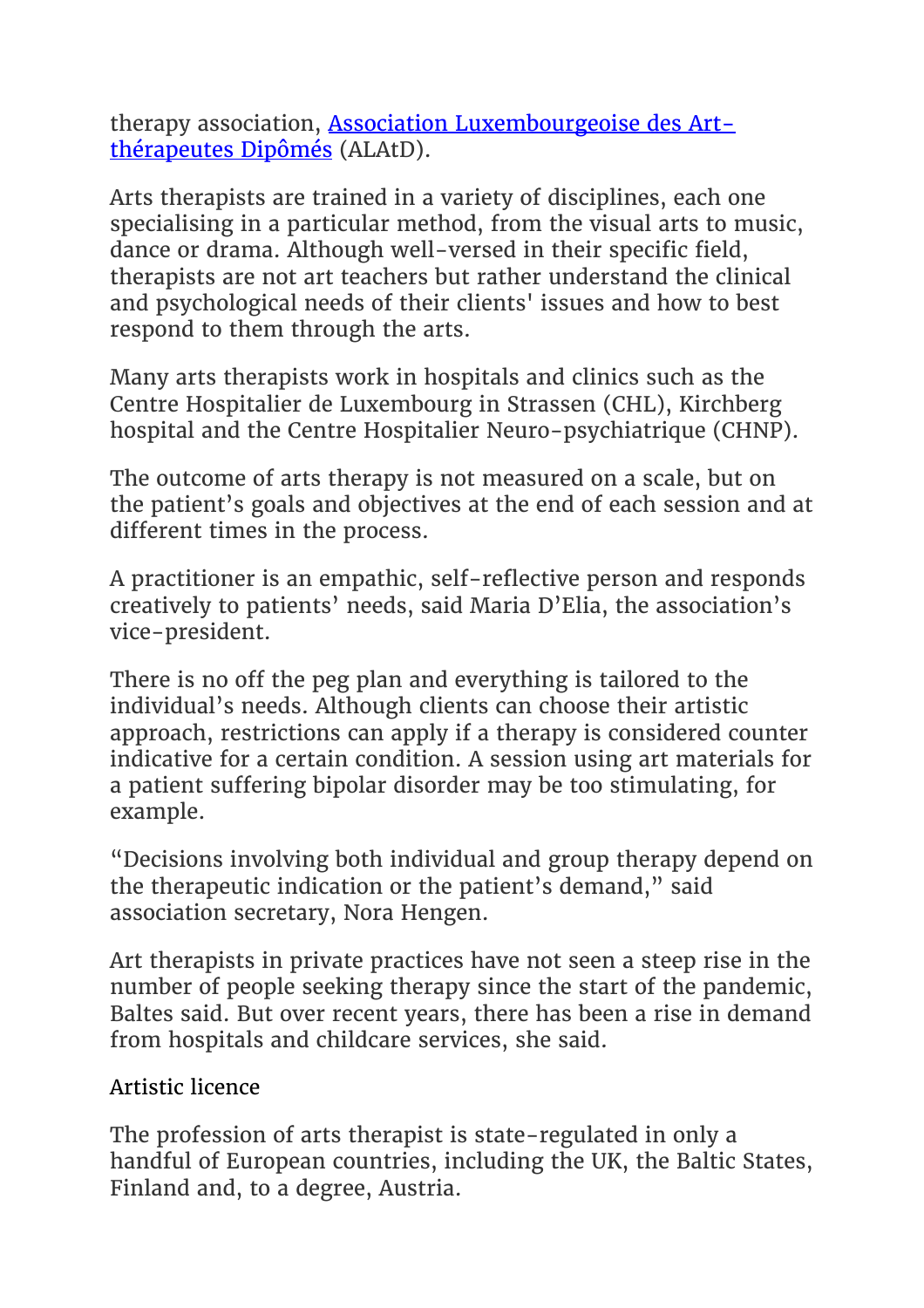therapy association, [Association Luxembourgeoise des Art-thérapeutes Dipômés](#) (ALAtD).

Arts therapists are trained in a variety of disciplines, each one specialising in a particular method, from the visual arts to music, dance or drama. Although well-versed in their specific field, therapists are not art teachers but rather understand the clinical and psychological needs of their clients' issues and how to best respond to them through the arts.

Many arts therapists work in hospitals and clinics such as the Centre Hospitalier de Luxembourg in Strassen (CHL), Kirchberg hospital and the Centre Hospitalier Neuro-psychiatrique (CHNP).

The outcome of arts therapy is not measured on a scale, but on the patient's goals and objectives at the end of each session and at different times in the process.

A practitioner is an empathic, self-reflective person and responds creatively to patients' needs, said Maria D'Elia, the association's vice-president.

There is no off the peg plan and everything is tailored to the individual's needs. Although clients can choose their artistic approach, restrictions can apply if a therapy is considered counter indicative for a certain condition. A session using art materials for a patient suffering bipolar disorder may be too stimulating, for example.

"Decisions involving both individual and group therapy depend on the therapeutic indication or the patient's demand," said association secretary, Nora Hengen.

Art therapists in private practices have not seen a steep rise in the number of people seeking therapy since the start of the pandemic, Baltes said. But over recent years, there has been a rise in demand from hospitals and childcare services, she said.

## Artistic licence

The profession of arts therapist is state-regulated in only a handful of European countries, including the UK, the Baltic States, Finland and, to a degree, Austria.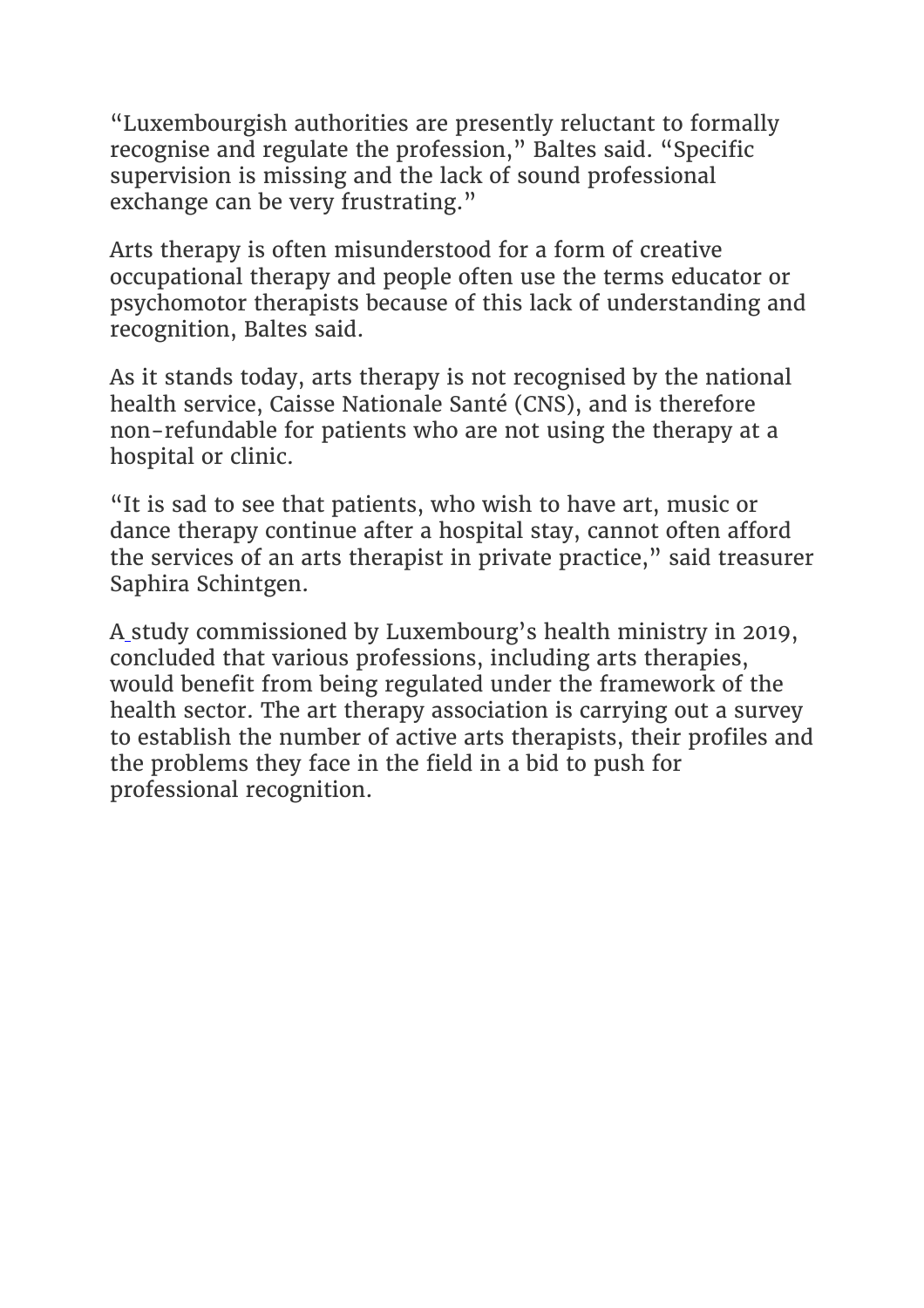“Luxembourgish authorities are presently reluctant to formally recognise and regulate the profession,” Baltes said. “Specific supervision is missing and the lack of sound professional exchange can be very frustrating.”

Arts therapy is often misunderstood for a form of creative occupational therapy and people often use the terms educator or psychomotor therapists because of this lack of understanding and recognition, Baltes said.

As it stands today, arts therapy is not recognised by the national health service, Caisse Nationale Santé (CNS), and is therefore non-refundable for patients who are not using the therapy at a hospital or clinic.

“It is sad to see that patients, who wish to have art, music or dance therapy continue after a hospital stay, cannot often afford the services of an arts therapist in private practice,” said treasurer Saphira Schintgen.

A study commissioned by Luxembourg’s health ministry in 2019, concluded that various professions, including arts therapies, would benefit from being regulated under the framework of the health sector. The art therapy association is carrying out a survey to establish the number of active arts therapists, their profiles and the problems they face in the field in a bid to push for professional recognition.